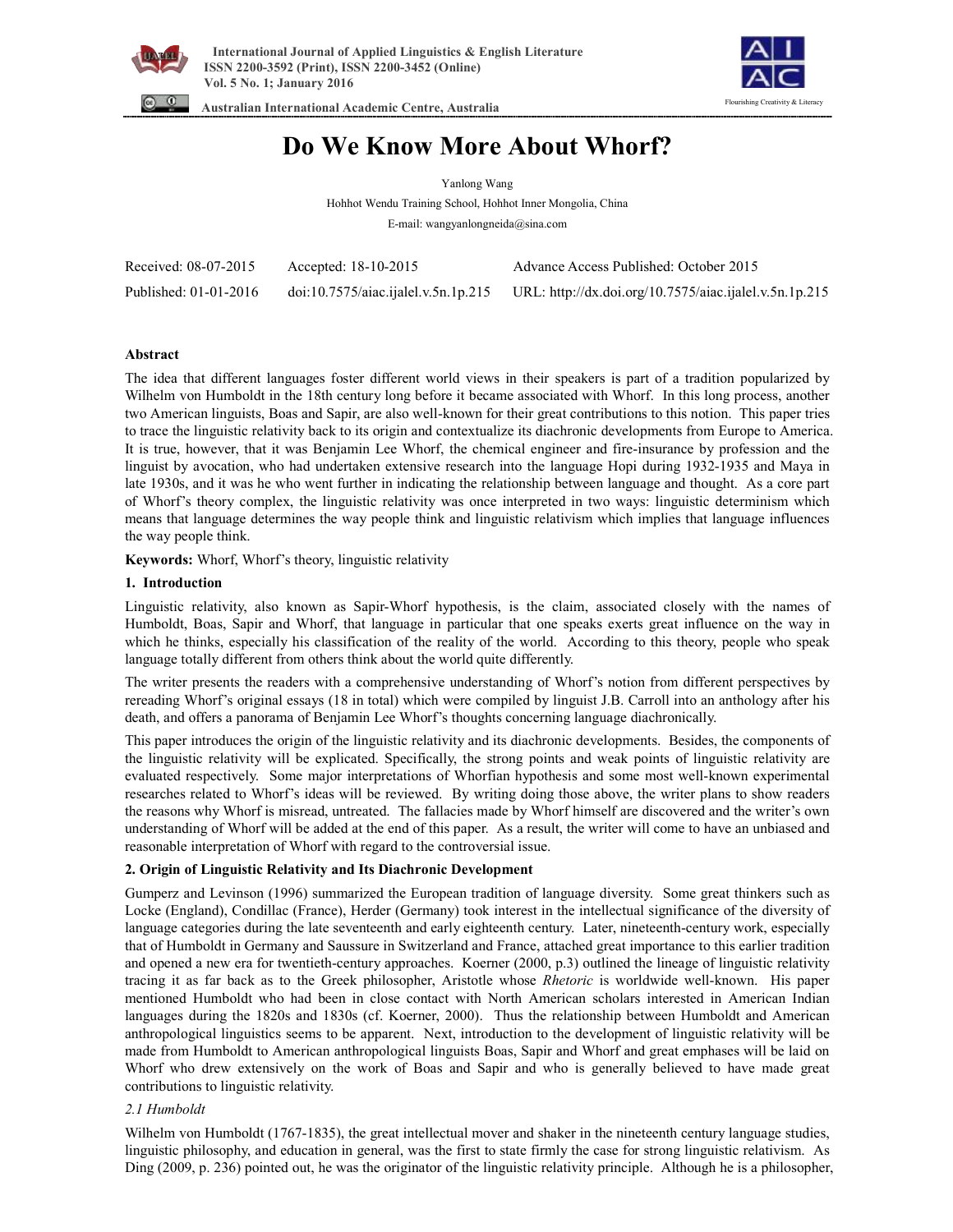# Do We Know More About Whorf?

Yanlong Wang

Hohhot Wendu Training School, Hohhot Inner Mongolia, China

E-mail: wangyanlongneida@sina.com

| Received: 08-07-2015 | Accepted: 18-10-2015 | Advance Access Published: October 2015 |
|---|---|---|
| Published: 01-01-2016 | doi:10.7575/aiac.ijalel.v.5n.1p.215 | URL: http://dx.doi.org/10.7575/aiac.ijalel.v.5n.1p.215 |

**Abstract**

The idea that different languages foster different world views in their speakers is part of a tradition popularized by Wilhelm von Humboldt in the 18th century long before it became associated with Whorf. In this long process, another two American linguists, Boas and Sapir, are also well-known for their great contributions to this notion. This paper tries to trace the linguistic relativity back to its origin and contextualize its diachronic developments from Europe to America. It is true, however, that it was Benjamin Lee Whorf, the chemical engineer and fire-insurance by profession and the linguist by avocation, who had undertaken extensive research into the language Hopi during 1932-1935 and Maya in late 1930s, and it was he who went further in indicating the relationship between language and thought. As a core part of Whorf's theory complex, the linguistic relativity was once interpreted in two ways: linguistic determinism which means that language determines the way people think and linguistic relativism which implies that language influences the way people think.

**Keywords:** Whorf, Whorf's theory, linguistic relativity

## 1. Introduction

Linguistic relativity, also known as Sapir-Whorf hypothesis, is the claim, associated closely with the names of Humboldt, Boas, Sapir and Whorf, that language in particular that one speaks exerts great influence on the way in which he thinks, especially his classification of the reality of the world. According to this theory, people who speak language totally different from others think about the world quite differently.

The writer presents the readers with a comprehensive understanding of Whorf's notion from different perspectives by rereading Whorf's original essays (18 in total) which were compiled by linguist J.B. Carroll into an anthology after his death, and offers a panorama of Benjamin Lee Whorf's thoughts concerning language diachronically.

This paper introduces the origin of the linguistic relativity and its diachronic developments. Besides, the components of the linguistic relativity will be explicated. Specifically, the strong points and weak points of linguistic relativity are evaluated respectively. Some major interpretations of Whorfian hypothesis and some most well-known experimental researches related to Whorf's ideas will be reviewed. By writing doing those above, the writer plans to show readers the reasons why Whorf is misread, untreated. The fallacies made by Whorf himself are discovered and the writer's own understanding of Whorf will be added at the end of this paper. As a result, the writer will come to have an unbiased and reasonable interpretation of Whorf with regard to the controversial issue.

## 2. Origin of Linguistic Relativity and Its Diachronic Development

Gumperz and Levinson (1996) summarized the European tradition of language diversity. Some great thinkers such as Locke (England), Condillac (France), Herder (Germany) took interest in the intellectual significance of the diversity of language categories during the late seventeenth and early eighteenth century. Later, nineteenth-century work, especially that of Humboldt in Germany and Saussure in Switzerland and France, attached great importance to this earlier tradition and opened a new era for twentieth-century approaches. Koerner (2000, p.3) outlined the lineage of linguistic relativity tracing it as far back as to the Greek philosopher, Aristotle whose *Rhetoric* is worldwide well-known. His paper mentioned Humboldt who had been in close contact with North American scholars interested in American Indian languages during the 1820s and 1830s (cf. Koerner, 2000). Thus the relationship between Humboldt and American anthropological linguistics seems to be apparent. Next, introduction to the development of linguistic relativity will be made from Humboldt to American anthropological linguists Boas, Sapir and Whorf and great emphases will be laid on Whorf who drew extensively on the work of Boas and Sapir and who is generally believed to have made great contributions to linguistic relativity.

### *2.1 Humboldt*

Wilhelm von Humboldt (1767-1835), the great intellectual mover and shaker in the nineteenth century language studies, linguistic philosophy, and education in general, was the first to state firmly the case for strong linguistic relativism. As Ding (2009, p. 236) pointed out, he was the originator of the linguistic relativity principle. Although he is a philosopher,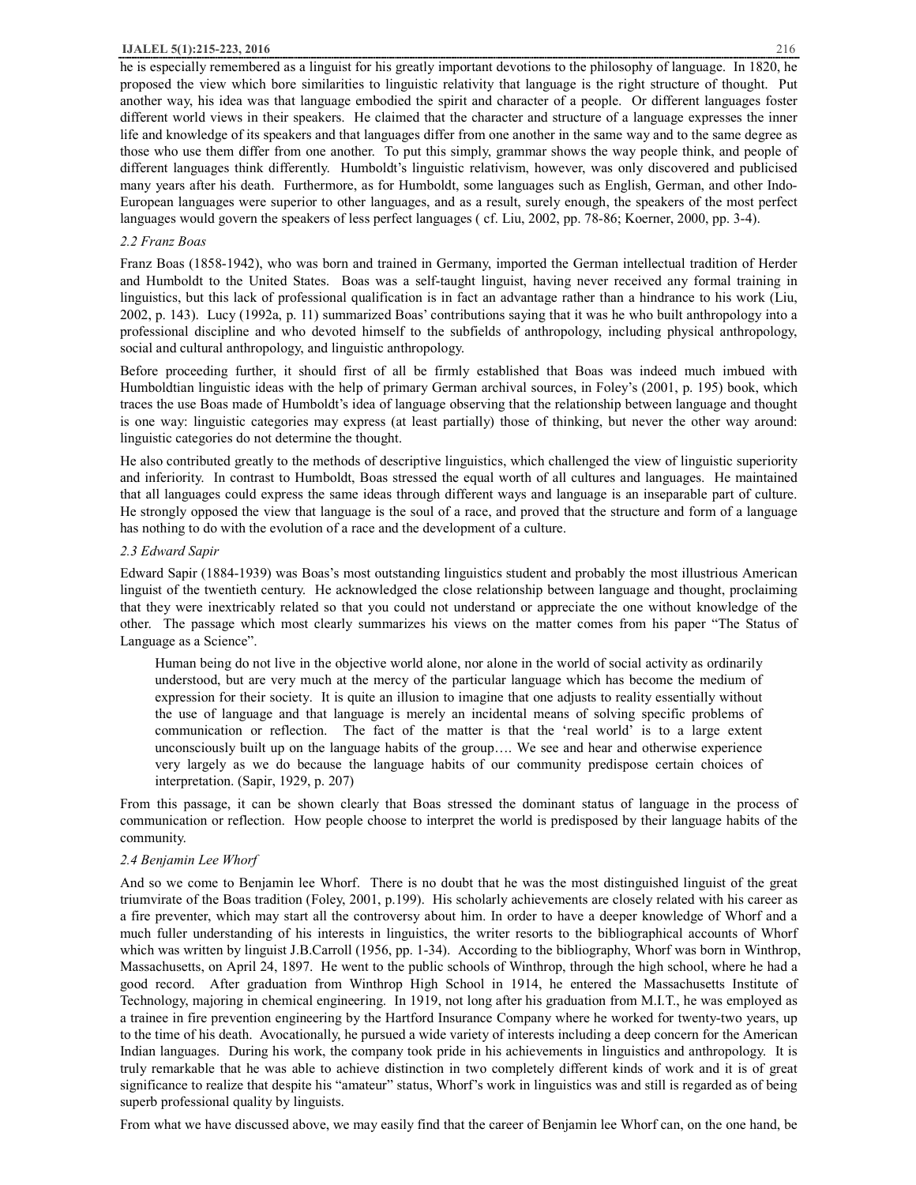he is especially remembered as a linguist for his greatly important devotions to the philosophy of language. In 1820, he proposed the view which bore similarities to linguistic relativity that language is the right structure of thought. Put another way, his idea was that language embodied the spirit and character of a people. Or different languages foster different world views in their speakers. He claimed that the character and structure of a language expresses the inner life and knowledge of its speakers and that languages differ from one another in the same way and to the same degree as those who use them differ from one another. To put this simply, grammar shows the way people think, and people of different languages think differently. Humboldt's linguistic relativism, however, was only discovered and publicised many years after his death. Furthermore, as for Humboldt, some languages such as English, German, and other Indo-European languages were superior to other languages, and as a result, surely enough, the speakers of the most perfect languages would govern the speakers of less perfect languages ( cf. Liu, 2002, pp. 78-86; Koerner, 2000, pp. 3-4).

### *2.2 Franz Boas*

Franz Boas (1858-1942), who was born and trained in Germany, imported the German intellectual tradition of Herder and Humboldt to the United States. Boas was a self-taught linguist, having never received any formal training in linguistics, but this lack of professional qualification is in fact an advantage rather than a hindrance to his work (Liu, 2002, p. 143). Lucy (1992a, p. 11) summarized Boas' contributions saying that it was he who built anthropology into a professional discipline and who devoted himself to the subfields of anthropology, including physical anthropology, social and cultural anthropology, and linguistic anthropology.

Before proceeding further, it should first of all be firmly established that Boas was indeed much imbued with Humboldtian linguistic ideas with the help of primary German archival sources, in Foley's (2001, p. 195) book, which traces the use Boas made of Humboldt's idea of language observing that the relationship between language and thought is one way: linguistic categories may express (at least partially) those of thinking, but never the other way around: linguistic categories do not determine the thought.

He also contributed greatly to the methods of descriptive linguistics, which challenged the view of linguistic superiority and inferiority. In contrast to Humboldt, Boas stressed the equal worth of all cultures and languages. He maintained that all languages could express the same ideas through different ways and language is an inseparable part of culture. He strongly opposed the view that language is the soul of a race, and proved that the structure and form of a language has nothing to do with the evolution of a race and the development of a culture.

### *2.3 Edward Sapir*

Edward Sapir (1884-1939) was Boas's most outstanding linguistics student and probably the most illustrious American linguist of the twentieth century. He acknowledged the close relationship between language and thought, proclaiming that they were inextricably related so that you could not understand or appreciate the one without knowledge of the other. The passage which most clearly summarizes his views on the matter comes from his paper "The Status of Language as a Science".

> Human being do not live in the objective world alone, nor alone in the world of social activity as ordinarily understood, but are very much at the mercy of the particular language which has become the medium of expression for their society. It is quite an illusion to imagine that one adjusts to reality essentially without the use of language and that language is merely an incidental means of solving specific problems of communication or reflection. The fact of the matter is that the 'real world' is to a large extent unconsciously built up on the language habits of the group…. We see and hear and otherwise experience very largely as we do because the language habits of our community predispose certain choices of interpretation. (Sapir, 1929, p. 207)

From this passage, it can be shown clearly that Boas stressed the dominant status of language in the process of communication or reflection. How people choose to interpret the world is predisposed by their language habits of the community.

### *2.4 Benjamin Lee Whorf*

And so we come to Benjamin lee Whorf. There is no doubt that he was the most distinguished linguist of the great triumvirate of the Boas tradition (Foley, 2001, p.199). His scholarly achievements are closely related with his career as a fire preventer, which may start all the controversy about him. In order to have a deeper knowledge of Whorf and a much fuller understanding of his interests in linguistics, the writer resorts to the bibliographical accounts of Whorf which was written by linguist J.B.Carroll (1956, pp. 1-34). According to the bibliography, Whorf was born in Winthrop, Massachusetts, on April 24, 1897. He went to the public schools of Winthrop, through the high school, where he had a good record. After graduation from Winthrop High School in 1914, he entered the Massachusetts Institute of Technology, majoring in chemical engineering. In 1919, not long after his graduation from M.I.T., he was employed as a trainee in fire prevention engineering by the Hartford Insurance Company where he worked for twenty-two years, up to the time of his death. Avocationally, he pursued a wide variety of interests including a deep concern for the American Indian languages. During his work, the company took pride in his achievements in linguistics and anthropology. It is truly remarkable that he was able to achieve distinction in two completely different kinds of work and it is of great significance to realize that despite his "amateur" status, Whorf's work in linguistics was and still is regarded as of being superb professional quality by linguists.

From what we have discussed above, we may easily find that the career of Benjamin lee Whorf can, on the one hand, be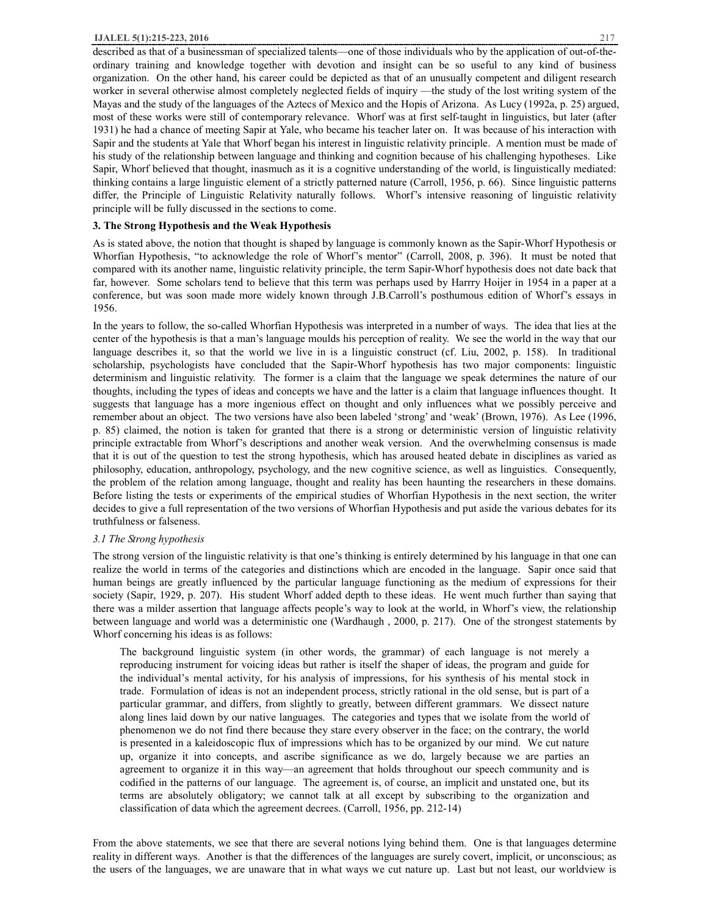described as that of a businessman of specialized talents—one of those individuals who by the application of out-of-the-ordinary training and knowledge together with devotion and insight can be so useful to any kind of business organization. On the other hand, his career could be depicted as that of an unusually competent and diligent research worker in several otherwise almost completely neglected fields of inquiry —the study of the lost writing system of the Mayas and the study of the languages of the Aztecs of Mexico and the Hopis of Arizona. As Lucy (1992a, p. 25) argued, most of these works were still of contemporary relevance. Whorf was at first self-taught in linguistics, but later (after 1931) he had a chance of meeting Sapir at Yale, who became his teacher later on. It was because of his interaction with Sapir and the students at Yale that Whorf began his interest in linguistic relativity principle. A mention must be made of his study of the relationship between language and thinking and cognition because of his challenging hypotheses. Like Sapir, Whorf believed that thought, inasmuch as it is a cognitive understanding of the world, is linguistically mediated: thinking contains a large linguistic element of a strictly patterned nature (Carroll, 1956, p. 66). Since linguistic patterns differ, the Principle of Linguistic Relativity naturally follows. Whorf's intensive reasoning of linguistic relativity principle will be fully discussed in the sections to come.

## 3. The Strong Hypothesis and the Weak Hypothesis

As is stated above, the notion that thought is shaped by language is commonly known as the Sapir-Whorf Hypothesis or Whorfian Hypothesis, "to acknowledge the role of Whorf's mentor" (Carroll, 2008, p. 396). It must be noted that compared with its another name, linguistic relativity principle, the term Sapir-Whorf hypothesis does not date back that far, however. Some scholars tend to believe that this term was perhaps used by Harrry Hoijer in 1954 in a paper at a conference, but was soon made more widely known through J.B.Carroll's posthumous edition of Whorf's essays in 1956.

In the years to follow, the so-called Whorfian Hypothesis was interpreted in a number of ways. The idea that lies at the center of the hypothesis is that a man's language moulds his perception of reality. We see the world in the way that our language describes it, so that the world we live in is a linguistic construct (cf. Liu, 2002, p. 158). In traditional scholarship, psychologists have concluded that the Sapir-Whorf hypothesis has two major components: linguistic determinism and linguistic relativity. The former is a claim that the language we speak determines the nature of our thoughts, including the types of ideas and concepts we have and the latter is a claim that language influences thought. It suggests that language has a more ingenious effect on thought and only influences what we possibly perceive and remember about an object. The two versions have also been labeled 'strong' and 'weak' (Brown, 1976). As Lee (1996, p. 85) claimed, the notion is taken for granted that there is a strong or deterministic version of linguistic relativity principle extractable from Whorf's descriptions and another weak version. And the overwhelming consensus is made that it is out of the question to test the strong hypothesis, which has aroused heated debate in disciplines as varied as philosophy, education, anthropology, psychology, and the new cognitive science, as well as linguistics. Consequently, the problem of the relation among language, thought and reality has been haunting the researchers in these domains. Before listing the tests or experiments of the empirical studies of Whorfian Hypothesis in the next section, the writer decides to give a full representation of the two versions of Whorfian Hypothesis and put aside the various debates for its truthfulness or falseness.

### *3.1 The Strong hypothesis*

The strong version of the linguistic relativity is that one's thinking is entirely determined by his language in that one can realize the world in terms of the categories and distinctions which are encoded in the language. Sapir once said that human beings are greatly influenced by the particular language functioning as the medium of expressions for their society (Sapir, 1929, p. 207). His student Whorf added depth to these ideas. He went much further than saying that there was a milder assertion that language affects people's way to look at the world, in Whorf's view, the relationship between language and world was a deterministic one (Wardhaugh , 2000, p. 217). One of the strongest statements by Whorf concerning his ideas is as follows:

> The background linguistic system (in other words, the grammar) of each language is not merely a reproducing instrument for voicing ideas but rather is itself the shaper of ideas, the program and guide for the individual's mental activity, for his analysis of impressions, for his synthesis of his mental stock in trade. Formulation of ideas is not an independent process, strictly rational in the old sense, but is part of a particular grammar, and differs, from slightly to greatly, between different grammars. We dissect nature along lines laid down by our native languages. The categories and types that we isolate from the world of phenomenon we do not find there because they stare every observer in the face; on the contrary, the world is presented in a kaleidoscopic flux of impressions which has to be organized by our mind. We cut nature up, organize it into concepts, and ascribe significance as we do, largely because we are parties an agreement to organize it in this way—an agreement that holds throughout our speech community and is codified in the patterns of our language. The agreement is, of course, an implicit and unstated one, but its terms are absolutely obligatory; we cannot talk at all except by subscribing to the organization and classification of data which the agreement decrees. (Carroll, 1956, pp. 212-14)

From the above statements, we see that there are several notions lying behind them. One is that languages determine reality in different ways. Another is that the differences of the languages are surely covert, implicit, or unconscious; as the users of the languages, we are unaware that in what ways we cut nature up. Last but not least, our worldview is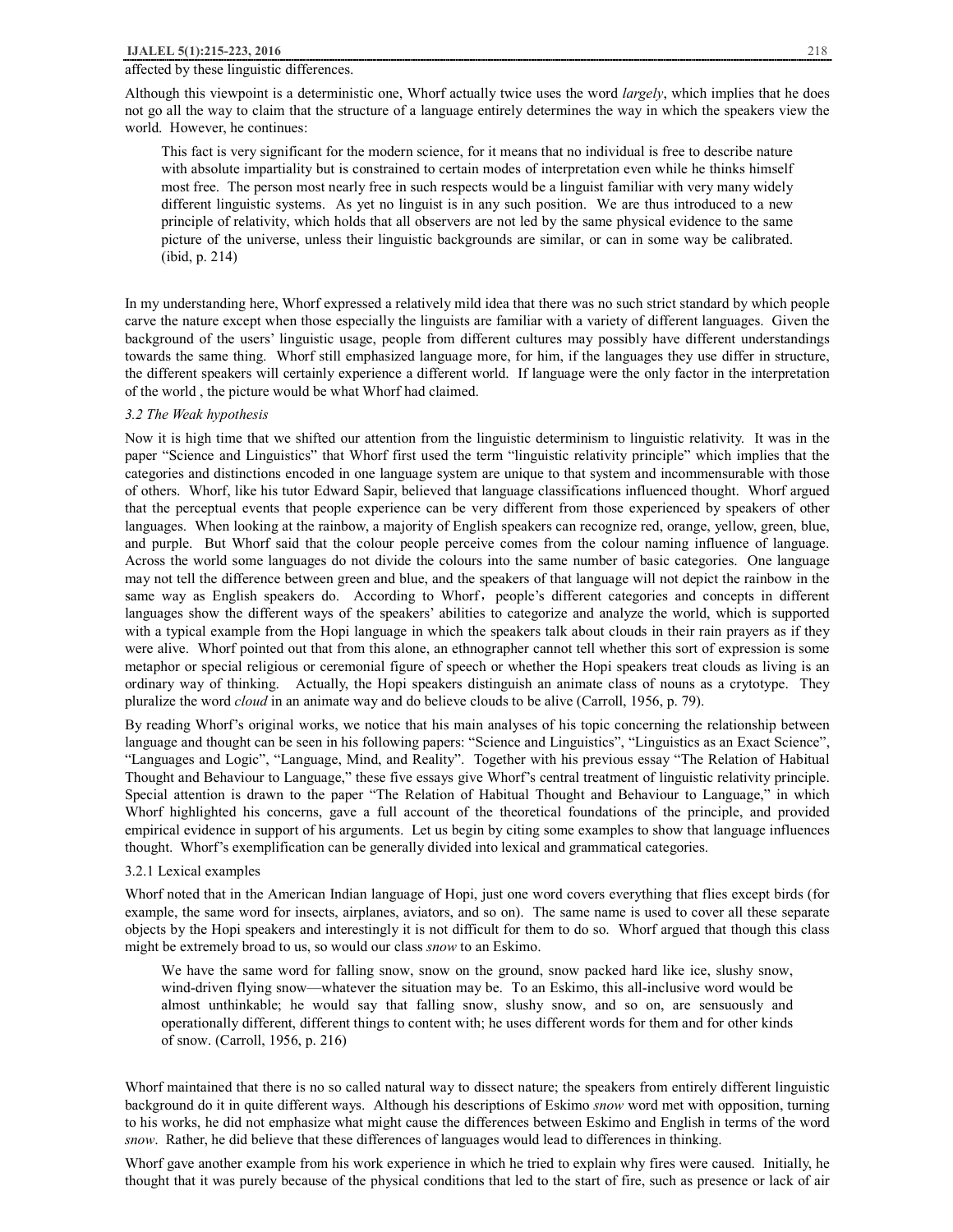affected by these linguistic differences.

Although this viewpoint is a deterministic one, Whorf actually twice uses the word *largely*, which implies that he does not go all the way to claim that the structure of a language entirely determines the way in which the speakers view the world. However, he continues:

> This fact is very significant for the modern science, for it means that no individual is free to describe nature with absolute impartiality but is constrained to certain modes of interpretation even while he thinks himself most free. The person most nearly free in such respects would be a linguist familiar with very many widely different linguistic systems. As yet no linguist is in any such position. We are thus introduced to a new principle of relativity, which holds that all observers are not led by the same physical evidence to the same picture of the universe, unless their linguistic backgrounds are similar, or can in some way be calibrated. (ibid, p. 214)

In my understanding here, Whorf expressed a relatively mild idea that there was no such strict standard by which people carve the nature except when those especially the linguists are familiar with a variety of different languages. Given the background of the users' linguistic usage, people from different cultures may possibly have different understandings towards the same thing. Whorf still emphasized language more, for him, if the languages they use differ in structure, the different speakers will certainly experience a different world. If language were the only factor in the interpretation of the world , the picture would be what Whorf had claimed.

*3.2 The Weak hypothesis*

Now it is high time that we shifted our attention from the linguistic determinism to linguistic relativity. It was in the paper "Science and Linguistics" that Whorf first used the term "linguistic relativity principle" which implies that the categories and distinctions encoded in one language system are unique to that system and incommensurable with those of others. Whorf, like his tutor Edward Sapir, believed that language classifications influenced thought. Whorf argued that the perceptual events that people experience can be very different from those experienced by speakers of other languages. When looking at the rainbow, a majority of English speakers can recognize red, orange, yellow, green, blue, and purple. But Whorf said that the colour people perceive comes from the colour naming influence of language. Across the world some languages do not divide the colours into the same number of basic categories. One language may not tell the difference between green and blue, and the speakers of that language will not depict the rainbow in the same way as English speakers do. According to Whorf，people's different categories and concepts in different languages show the different ways of the speakers' abilities to categorize and analyze the world, which is supported with a typical example from the Hopi language in which the speakers talk about clouds in their rain prayers as if they were alive. Whorf pointed out that from this alone, an ethnographer cannot tell whether this sort of expression is some metaphor or special religious or ceremonial figure of speech or whether the Hopi speakers treat clouds as living is an ordinary way of thinking. Actually, the Hopi speakers distinguish an animate class of nouns as a crytotype. They pluralize the word *cloud* in an animate way and do believe clouds to be alive (Carroll, 1956, p. 79).

By reading Whorf's original works, we notice that his main analyses of his topic concerning the relationship between language and thought can be seen in his following papers: "Science and Linguistics", "Linguistics as an Exact Science", "Languages and Logic", "Language, Mind, and Reality". Together with his previous essay "The Relation of Habitual Thought and Behaviour to Language," these five essays give Whorf's central treatment of linguistic relativity principle. Special attention is drawn to the paper "The Relation of Habitual Thought and Behaviour to Language," in which Whorf highlighted his concerns, gave a full account of the theoretical foundations of the principle, and provided empirical evidence in support of his arguments. Let us begin by citing some examples to show that language influences thought. Whorf's exemplification can be generally divided into lexical and grammatical categories.

3.2.1 Lexical examples

Whorf noted that in the American Indian language of Hopi, just one word covers everything that flies except birds (for example, the same word for insects, airplanes, aviators, and so on). The same name is used to cover all these separate objects by the Hopi speakers and interestingly it is not difficult for them to do so. Whorf argued that though this class might be extremely broad to us, so would our class *snow* to an Eskimo.

> We have the same word for falling snow, snow on the ground, snow packed hard like ice, slushy snow, wind-driven flying snow—whatever the situation may be. To an Eskimo, this all-inclusive word would be almost unthinkable; he would say that falling snow, slushy snow, and so on, are sensuously and operationally different, different things to content with; he uses different words for them and for other kinds of snow. (Carroll, 1956, p. 216)

Whorf maintained that there is no so called natural way to dissect nature; the speakers from entirely different linguistic background do it in quite different ways. Although his descriptions of Eskimo *snow* word met with opposition, turning to his works, he did not emphasize what might cause the differences between Eskimo and English in terms of the word *snow*. Rather, he did believe that these differences of languages would lead to differences in thinking.

Whorf gave another example from his work experience in which he tried to explain why fires were caused. Initially, he thought that it was purely because of the physical conditions that led to the start of fire, such as presence or lack of air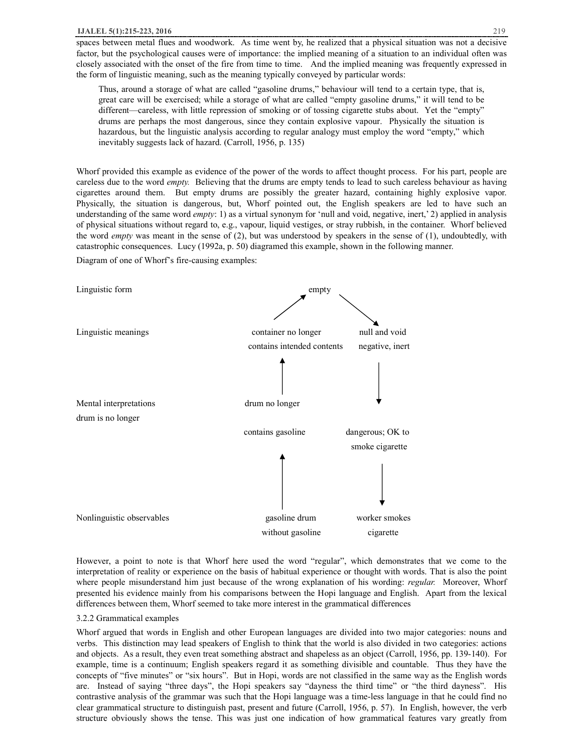spaces between metal flues and woodwork. As time went by, he realized that a physical situation was not a decisive factor, but the psychological causes were of importance: the implied meaning of a situation to an individual often was closely associated with the onset of the fire from time to time. And the implied meaning was frequently expressed in the form of linguistic meaning, such as the meaning typically conveyed by particular words:

> Thus, around a storage of what are called "gasoline drums," behaviour will tend to a certain type, that is, great care will be exercised; while a storage of what are called "empty gasoline drums," it will tend to be different—careless, with little repression of smoking or of tossing cigarette stubs about. Yet the "empty" drums are perhaps the most dangerous, since they contain explosive vapour. Physically the situation is hazardous, but the linguistic analysis according to regular analogy must employ the word "empty," which inevitably suggests lack of hazard. (Carroll, 1956, p. 135)

Whorf provided this example as evidence of the power of the words to affect thought process. For his part, people are careless due to the word *empty.* Believing that the drums are empty tends to lead to such careless behaviour as having cigarettes around them. But empty drums are possibly the greater hazard, containing highly explosive vapor. Physically, the situation is dangerous, but, Whorf pointed out, the English speakers are led to have such an understanding of the same word *empty*: 1) as a virtual synonym for 'null and void, negative, inert,' 2) applied in analysis of physical situations without regard to, e.g., vapour, liquid vestiges, or stray rubbish, in the container. Whorf believed the word *empty* was meant in the sense of (2), but was understood by speakers in the sense of (1), undoubtedly, with catastrophic consequences. Lucy (1992a, p. 50) diagramed this example, shown in the following manner.

Diagram of one of Whorf's fire-causing examples:

| | | |
|---|---|---|
| Linguistic form | empty | |
| Linguistic meanings | container no longer contains intended contents | null and void negative, inert |
| Mental interpretations | drum no longer drum is no longer contains gasoline | dangerous; OK to smoke cigarette |
| Nonlinguistic observables | gasoline drum without gasoline | worker smokes cigarette |

However, a point to note is that Whorf here used the word "regular", which demonstrates that we come to the interpretation of reality or experience on the basis of habitual experience or thought with words. That is also the point where people misunderstand him just because of the wrong explanation of his wording: *regular.* Moreover, Whorf presented his evidence mainly from his comparisons between the Hopi language and English. Apart from the lexical differences between them, Whorf seemed to take more interest in the grammatical differences

3.2.2 Grammatical examples

Whorf argued that words in English and other European languages are divided into two major categories: nouns and verbs. This distinction may lead speakers of English to think that the world is also divided in two categories: actions and objects. As a result, they even treat something abstract and shapeless as an object (Carroll, 1956, pp. 139-140). For example, time is a continuum; English speakers regard it as something divisible and countable. Thus they have the concepts of "five minutes" or "six hours". But in Hopi, words are not classified in the same way as the English words are. Instead of saying "three days", the Hopi speakers say "dayness the third time" or "the third dayness". His contrastive analysis of the grammar was such that the Hopi language was a time-less language in that he could find no clear grammatical structure to distinguish past, present and future (Carroll, 1956, p. 57). In English, however, the verb structure obviously shows the tense. This was just one indication of how grammatical features vary greatly from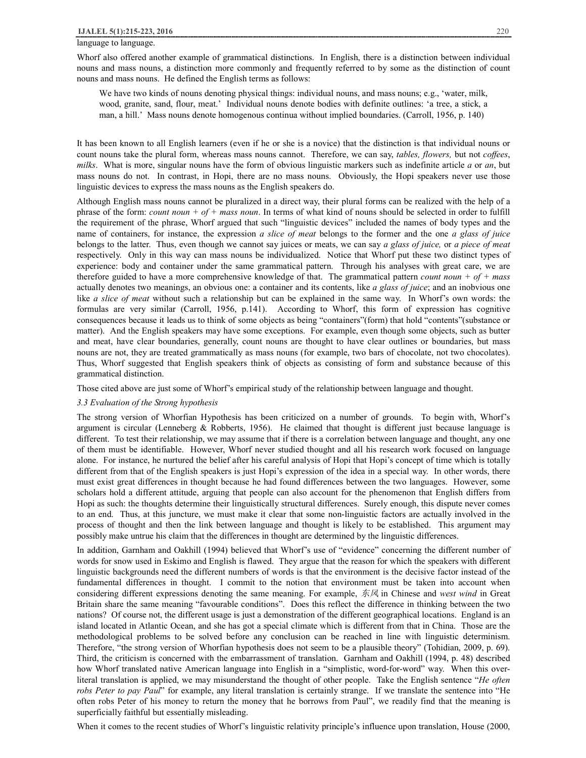language to language.

Whorf also offered another example of grammatical distinctions. In English, there is a distinction between individual nouns and mass nouns, a distinction more commonly and frequently referred to by some as the distinction of count nouns and mass nouns. He defined the English terms as follows:

> We have two kinds of nouns denoting physical things: individual nouns, and mass nouns; e.g., 'water, milk, wood, granite, sand, flour, meat.' Individual nouns denote bodies with definite outlines: 'a tree, a stick, a man, a hill.' Mass nouns denote homogenous continua without implied boundaries. (Carroll, 1956, p. 140)

It has been known to all English learners (even if he or she is a novice) that the distinction is that individual nouns or count nouns take the plural form, whereas mass nouns cannot. Therefore, we can say, *tables, flowers,* but not *coffees*, *milks*. What is more, singular nouns have the form of obvious linguistic markers such as indefinite article *a* or *an*, but mass nouns do not. In contrast, in Hopi, there are no mass nouns. Obviously, the Hopi speakers never use those linguistic devices to express the mass nouns as the English speakers do.

Although English mass nouns cannot be pluralized in a direct way, their plural forms can be realized with the help of a phrase of the form: *count noun + of + mass noun*. In terms of what kind of nouns should be selected in order to fulfill the requirement of the phrase, Whorf argued that such "linguistic devices" included the names of body types and the name of containers, for instance, the expression *a slice of meat* belongs to the former and the one *a glass of juice* belongs to the latter. Thus, even though we cannot say juices or meats, we can say *a glass of juice,* or *a piece of meat* respectively. Only in this way can mass nouns be individualized. Notice that Whorf put these two distinct types of experience: body and container under the same grammatical pattern. Through his analyses with great care, we are therefore guided to have a more comprehensive knowledge of that. The grammatical pattern *count noun + of + mass* actually denotes two meanings, an obvious one: a container and its contents, like *a glass of juice*; and an inobvious one like *a slice of meat* without such a relationship but can be explained in the same way. In Whorf's own words: the formulas are very similar (Carroll, 1956, p.141). According to Whorf, this form of expression has cognitive consequences because it leads us to think of some objects as being "containers"(form) that hold "contents"(substance or matter). And the English speakers may have some exceptions. For example, even though some objects, such as butter and meat, have clear boundaries, generally, count nouns are thought to have clear outlines or boundaries, but mass nouns are not, they are treated grammatically as mass nouns (for example, two bars of chocolate, not two chocolates). Thus, Whorf suggested that English speakers think of objects as consisting of form and substance because of this grammatical distinction.

Those cited above are just some of Whorf's empirical study of the relationship between language and thought.

### *3.3 Evaluation of the Strong hypothesis*

The strong version of Whorfian Hypothesis has been criticized on a number of grounds. To begin with, Whorf's argument is circular (Lenneberg & Robberts, 1956). He claimed that thought is different just because language is different. To test their relationship, we may assume that if there is a correlation between language and thought, any one of them must be identifiable. However, Whorf never studied thought and all his research work focused on language alone. For instance, he nurtured the belief after his careful analysis of Hopi that Hopi's concept of time which is totally different from that of the English speakers is just Hopi's expression of the idea in a special way. In other words, there must exist great differences in thought because he had found differences between the two languages. However, some scholars hold a different attitude, arguing that people can also account for the phenomenon that English differs from Hopi as such: the thoughts determine their linguistically structural differences. Surely enough, this dispute never comes to an end. Thus, at this juncture, we must make it clear that some non-linguistic factors are actually involved in the process of thought and then the link between language and thought is likely to be established. This argument may possibly make untrue his claim that the differences in thought are determined by the linguistic differences.

In addition, Garnham and Oakhill (1994) believed that Whorf's use of "evidence" concerning the different number of words for snow used in Eskimo and English is flawed. They argue that the reason for which the speakers with different linguistic backgrounds need the different numbers of words is that the environment is the decisive factor instead of the fundamental differences in thought. I commit to the notion that environment must be taken into account when considering different expressions denoting the same meaning. For example, *东风* in Chinese and *west wind* in Great Britain share the same meaning "favourable conditions". Does this reflect the difference in thinking between the two nations? Of course not, the different usage is just a demonstration of the different geographical locations. England is an island located in Atlantic Ocean, and she has got a special climate which is different from that in China. Those are the methodological problems to be solved before any conclusion can be reached in line with linguistic determinism. Therefore, "the strong version of Whorfian hypothesis does not seem to be a plausible theory" (Tohidian, 2009, p. 69). Third, the criticism is concerned with the embarrassment of translation. Garnham and Oakhill (1994, p. 48) described how Whorf translated native American language into English in a "simplistic, word-for-word" way. When this over-literal translation is applied, we may misunderstand the thought of other people. Take the English sentence "*He often robs Peter to pay Paul*" for example, any literal translation is certainly strange. If we translate the sentence into "He often robs Peter of his money to return the money that he borrows from Paul", we readily find that the meaning is superficially faithful but essentially misleading.

When it comes to the recent studies of Whorf's linguistic relativity principle's influence upon translation, House (2000,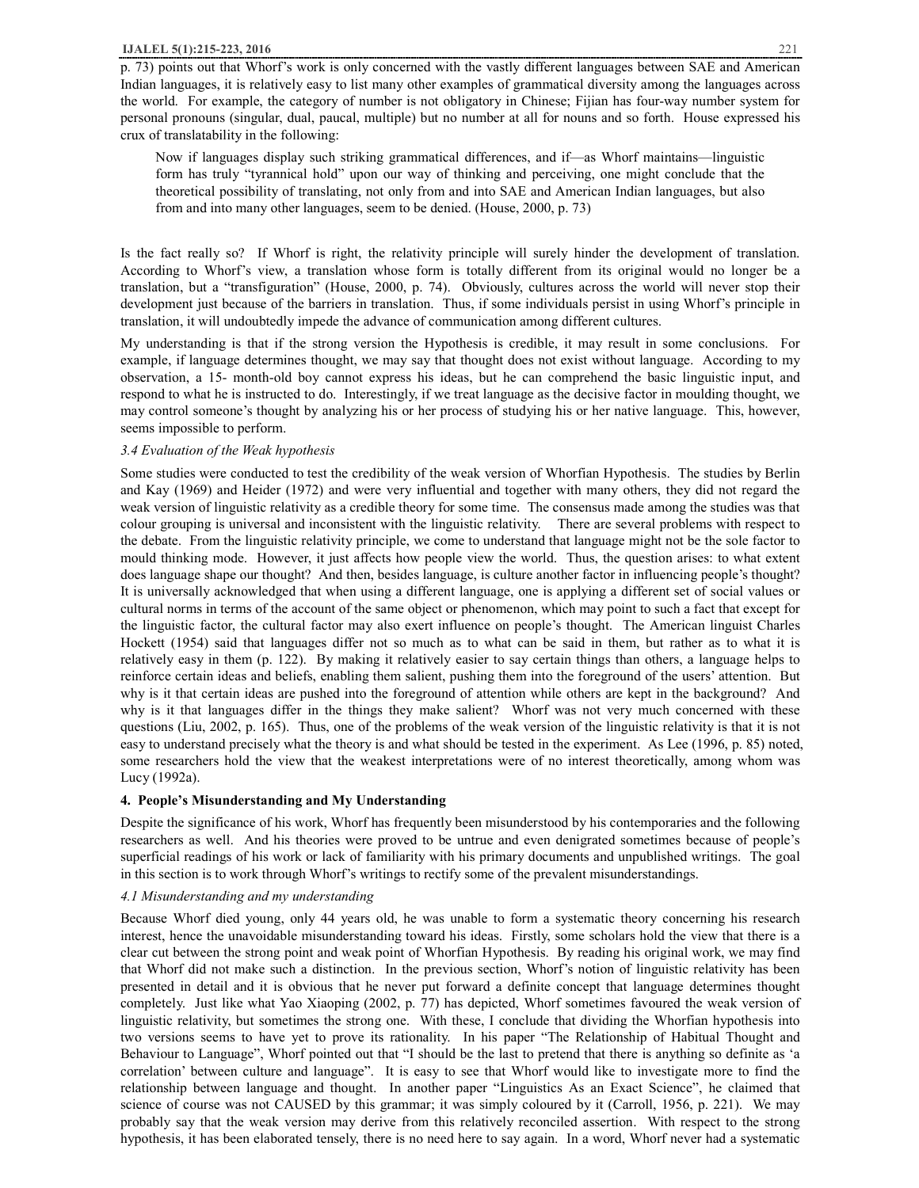p. 73) points out that Whorf's work is only concerned with the vastly different languages between SAE and American Indian languages, it is relatively easy to list many other examples of grammatical diversity among the languages across the world. For example, the category of number is not obligatory in Chinese; Fijian has four-way number system for personal pronouns (singular, dual, paucal, multiple) but no number at all for nouns and so forth. House expressed his crux of translatability in the following:

> Now if languages display such striking grammatical differences, and if—as Whorf maintains—linguistic form has truly "tyrannical hold" upon our way of thinking and perceiving, one might conclude that the theoretical possibility of translating, not only from and into SAE and American Indian languages, but also from and into many other languages, seem to be denied. (House, 2000, p. 73)

Is the fact really so? If Whorf is right, the relativity principle will surely hinder the development of translation. According to Whorf's view, a translation whose form is totally different from its original would no longer be a translation, but a "transfiguration" (House, 2000, p. 74). Obviously, cultures across the world will never stop their development just because of the barriers in translation. Thus, if some individuals persist in using Whorf's principle in translation, it will undoubtedly impede the advance of communication among different cultures.

My understanding is that if the strong version the Hypothesis is credible, it may result in some conclusions. For example, if language determines thought, we may say that thought does not exist without language. According to my observation, a 15- month-old boy cannot express his ideas, but he can comprehend the basic linguistic input, and respond to what he is instructed to do. Interestingly, if we treat language as the decisive factor in moulding thought, we may control someone's thought by analyzing his or her process of studying his or her native language. This, however, seems impossible to perform.

### *3.4 Evaluation of the Weak hypothesis*

Some studies were conducted to test the credibility of the weak version of Whorfian Hypothesis. The studies by Berlin and Kay (1969) and Heider (1972) and were very influential and together with many others, they did not regard the weak version of linguistic relativity as a credible theory for some time. The consensus made among the studies was that colour grouping is universal and inconsistent with the linguistic relativity. There are several problems with respect to the debate. From the linguistic relativity principle, we come to understand that language might not be the sole factor to mould thinking mode. However, it just affects how people view the world. Thus, the question arises: to what extent does language shape our thought? And then, besides language, is culture another factor in influencing people's thought? It is universally acknowledged that when using a different language, one is applying a different set of social values or cultural norms in terms of the account of the same object or phenomenon, which may point to such a fact that except for the linguistic factor, the cultural factor may also exert influence on people's thought. The American linguist Charles Hockett (1954) said that languages differ not so much as to what can be said in them, but rather as to what it is relatively easy in them (p. 122). By making it relatively easier to say certain things than others, a language helps to reinforce certain ideas and beliefs, enabling them salient, pushing them into the foreground of the users' attention. But why is it that certain ideas are pushed into the foreground of attention while others are kept in the background? And why is it that languages differ in the things they make salient? Whorf was not very much concerned with these questions (Liu, 2002, p. 165). Thus, one of the problems of the weak version of the linguistic relativity is that it is not easy to understand precisely what the theory is and what should be tested in the experiment. As Lee (1996, p. 85) noted, some researchers hold the view that the weakest interpretations were of no interest theoretically, among whom was Lucy (1992a).

## 4. People's Misunderstanding and My Understanding

Despite the significance of his work, Whorf has frequently been misunderstood by his contemporaries and the following researchers as well. And his theories were proved to be untrue and even denigrated sometimes because of people's superficial readings of his work or lack of familiarity with his primary documents and unpublished writings. The goal in this section is to work through Whorf's writings to rectify some of the prevalent misunderstandings.

### *4.1 Misunderstanding and my understanding*

Because Whorf died young, only 44 years old, he was unable to form a systematic theory concerning his research interest, hence the unavoidable misunderstanding toward his ideas. Firstly, some scholars hold the view that there is a clear cut between the strong point and weak point of Whorfian Hypothesis. By reading his original work, we may find that Whorf did not make such a distinction. In the previous section, Whorf's notion of linguistic relativity has been presented in detail and it is obvious that he never put forward a definite concept that language determines thought completely. Just like what Yao Xiaoping (2002, p. 77) has depicted, Whorf sometimes favoured the weak version of linguistic relativity, but sometimes the strong one. With these, I conclude that dividing the Whorfian hypothesis into two versions seems to have yet to prove its rationality. In his paper "The Relationship of Habitual Thought and Behaviour to Language", Whorf pointed out that "I should be the last to pretend that there is anything so definite as 'a correlation' between culture and language". It is easy to see that Whorf would like to investigate more to find the relationship between language and thought. In another paper "Linguistics As an Exact Science", he claimed that science of course was not CAUSED by this grammar; it was simply coloured by it (Carroll, 1956, p. 221). We may probably say that the weak version may derive from this relatively reconciled assertion. With respect to the strong hypothesis, it has been elaborated tensely, there is no need here to say again. In a word, Whorf never had a systematic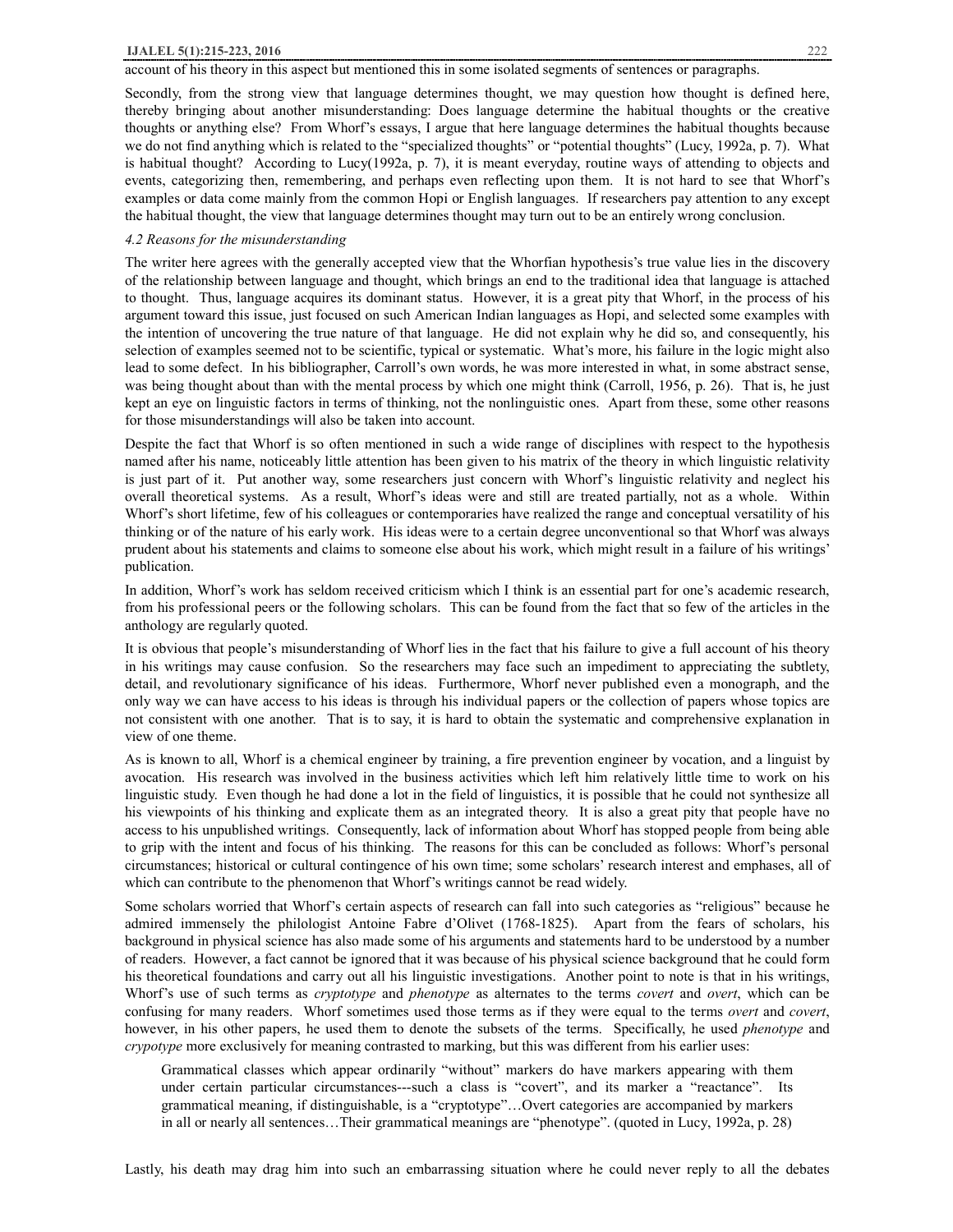account of his theory in this aspect but mentioned this in some isolated segments of sentences or paragraphs.

Secondly, from the strong view that language determines thought, we may question how thought is defined here, thereby bringing about another misunderstanding: Does language determine the habitual thoughts or the creative thoughts or anything else? From Whorf's essays, I argue that here language determines the habitual thoughts because we do not find anything which is related to the "specialized thoughts" or "potential thoughts" (Lucy, 1992a, p. 7). What is habitual thought? According to Lucy(1992a, p. 7), it is meant everyday, routine ways of attending to objects and events, categorizing then, remembering, and perhaps even reflecting upon them. It is not hard to see that Whorf's examples or data come mainly from the common Hopi or English languages. If researchers pay attention to any except the habitual thought, the view that language determines thought may turn out to be an entirely wrong conclusion.

*4.2 Reasons for the misunderstanding*

The writer here agrees with the generally accepted view that the Whorfian hypothesis's true value lies in the discovery of the relationship between language and thought, which brings an end to the traditional idea that language is attached to thought. Thus, language acquires its dominant status. However, it is a great pity that Whorf, in the process of his argument toward this issue, just focused on such American Indian languages as Hopi, and selected some examples with the intention of uncovering the true nature of that language. He did not explain why he did so, and consequently, his selection of examples seemed not to be scientific, typical or systematic. What's more, his failure in the logic might also lead to some defect. In his bibliographer, Carroll's own words, he was more interested in what, in some abstract sense, was being thought about than with the mental process by which one might think (Carroll, 1956, p. 26). That is, he just kept an eye on linguistic factors in terms of thinking, not the nonlinguistic ones. Apart from these, some other reasons for those misunderstandings will also be taken into account.

Despite the fact that Whorf is so often mentioned in such a wide range of disciplines with respect to the hypothesis named after his name, noticeably little attention has been given to his matrix of the theory in which linguistic relativity is just part of it. Put another way, some researchers just concern with Whorf's linguistic relativity and neglect his overall theoretical systems. As a result, Whorf's ideas were and still are treated partially, not as a whole. Within Whorf's short lifetime, few of his colleagues or contemporaries have realized the range and conceptual versatility of his thinking or of the nature of his early work. His ideas were to a certain degree unconventional so that Whorf was always prudent about his statements and claims to someone else about his work, which might result in a failure of his writings' publication.

In addition, Whorf's work has seldom received criticism which I think is an essential part for one's academic research, from his professional peers or the following scholars. This can be found from the fact that so few of the articles in the anthology are regularly quoted.

It is obvious that people's misunderstanding of Whorf lies in the fact that his failure to give a full account of his theory in his writings may cause confusion. So the researchers may face such an impediment to appreciating the subtlety, detail, and revolutionary significance of his ideas. Furthermore, Whorf never published even a monograph, and the only way we can have access to his ideas is through his individual papers or the collection of papers whose topics are not consistent with one another. That is to say, it is hard to obtain the systematic and comprehensive explanation in view of one theme.

As is known to all, Whorf is a chemical engineer by training, a fire prevention engineer by vocation, and a linguist by avocation. His research was involved in the business activities which left him relatively little time to work on his linguistic study. Even though he had done a lot in the field of linguistics, it is possible that he could not synthesize all his viewpoints of his thinking and explicate them as an integrated theory. It is also a great pity that people have no access to his unpublished writings. Consequently, lack of information about Whorf has stopped people from being able to grip with the intent and focus of his thinking. The reasons for this can be concluded as follows: Whorf's personal circumstances; historical or cultural contingence of his own time; some scholars' research interest and emphases, all of which can contribute to the phenomenon that Whorf's writings cannot be read widely.

Some scholars worried that Whorf's certain aspects of research can fall into such categories as "religious" because he admired immensely the philologist Antoine Fabre d'Olivet (1768-1825). Apart from the fears of scholars, his background in physical science has also made some of his arguments and statements hard to be understood by a number of readers. However, a fact cannot be ignored that it was because of his physical science background that he could form his theoretical foundations and carry out all his linguistic investigations. Another point to note is that in his writings, Whorf's use of such terms as *cryptotype* and *phenotype* as alternates to the terms *covert* and *overt*, which can be confusing for many readers. Whorf sometimes used those terms as if they were equal to the terms *overt* and *covert*, however, in his other papers, he used them to denote the subsets of the terms. Specifically, he used *phenotype* and *crypotype* more exclusively for meaning contrasted to marking, but this was different from his earlier uses:

> Grammatical classes which appear ordinarily "without" markers do have markers appearing with them under certain particular circumstances---such a class is "covert", and its marker a "reactance". Its grammatical meaning, if distinguishable, is a "cryptotype"…Overt categories are accompanied by markers in all or nearly all sentences…Their grammatical meanings are "phenotype". (quoted in Lucy, 1992a, p. 28)

Lastly, his death may drag him into such an embarrassing situation where he could never reply to all the debates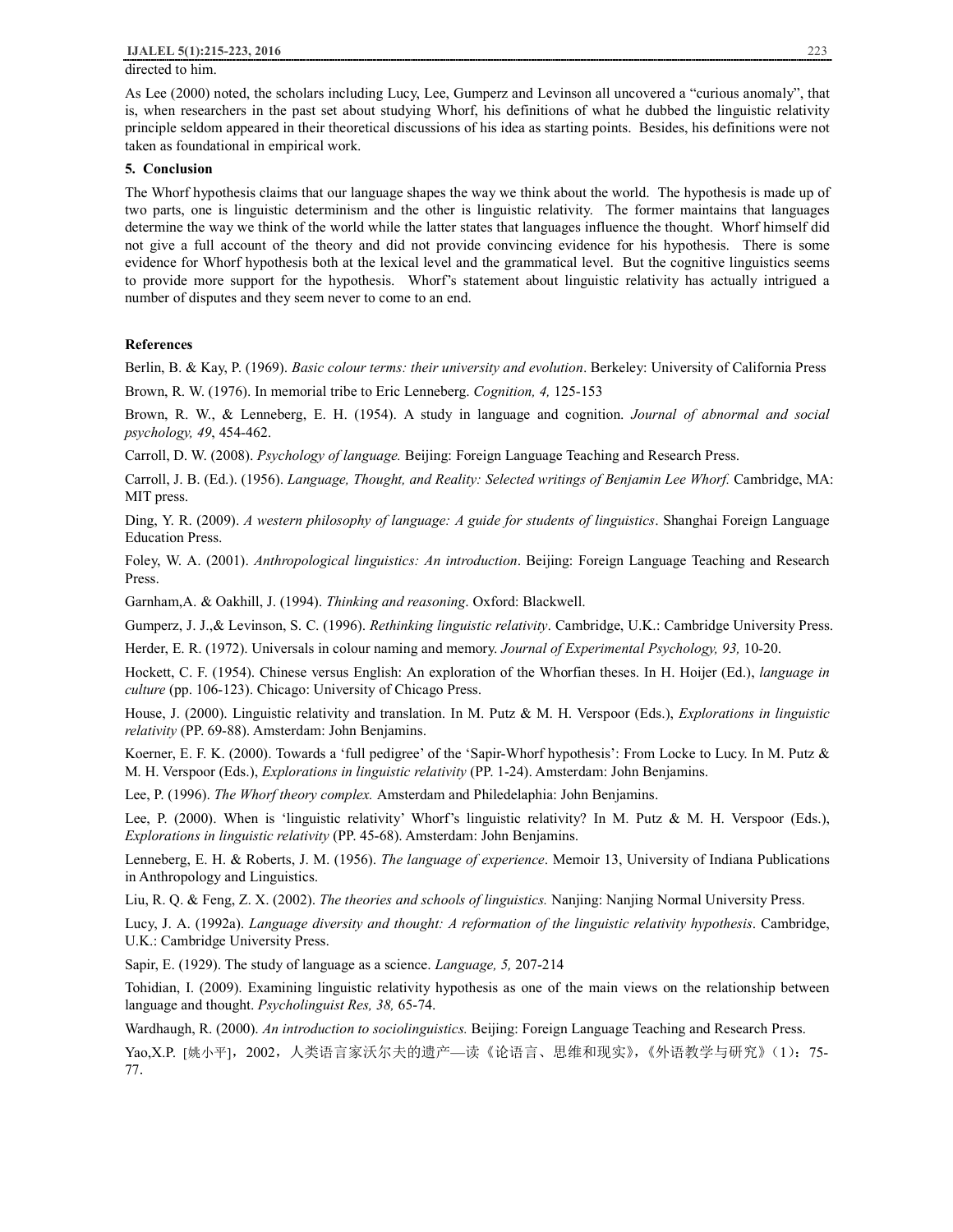directed to him.

As Lee (2000) noted, the scholars including Lucy, Lee, Gumperz and Levinson all uncovered a "curious anomaly", that is, when researchers in the past set about studying Whorf, his definitions of what he dubbed the linguistic relativity principle seldom appeared in their theoretical discussions of his idea as starting points. Besides, his definitions were not taken as foundational in empirical work.

## 5. Conclusion

The Whorf hypothesis claims that our language shapes the way we think about the world. The hypothesis is made up of two parts, one is linguistic determinism and the other is linguistic relativity. The former maintains that languages determine the way we think of the world while the latter states that languages influence the thought. Whorf himself did not give a full account of the theory and did not provide convincing evidence for his hypothesis. There is some evidence for Whorf hypothesis both at the lexical level and the grammatical level. But the cognitive linguistics seems to provide more support for the hypothesis. Whorf's statement about linguistic relativity has actually intrigued a number of disputes and they seem never to come to an end.

## References

Berlin, B. & Kay, P. (1969). *Basic colour terms: their university and evolution*. Berkeley: University of California Press

Brown, R. W. (1976). In memorial tribe to Eric Lenneberg. *Cognition, 4,* 125-153

Brown, R. W., & Lenneberg, E. H. (1954). A study in language and cognition. *Journal of abnormal and social psychology, 49*, 454-462.

Carroll, D. W. (2008). *Psychology of language.* Beijing: Foreign Language Teaching and Research Press.

Carroll, J. B. (Ed.). (1956). *Language, Thought, and Reality: Selected writings of Benjamin Lee Whorf.* Cambridge, MA: MIT press.

Ding, Y. R. (2009). *A western philosophy of language: A guide for students of linguistics*. Shanghai Foreign Language Education Press.

Foley, W. A. (2001). *Anthropological linguistics: An introduction*. Beijing: Foreign Language Teaching and Research Press.

Garnham,A. & Oakhill, J. (1994). *Thinking and reasoning*. Oxford: Blackwell.

Gumperz, J. J.,& Levinson, S. C. (1996). *Rethinking linguistic relativity*. Cambridge, U.K.: Cambridge University Press.

Herder, E. R. (1972). Universals in colour naming and memory. *Journal of Experimental Psychology, 93,* 10-20.

Hockett, C. F. (1954). Chinese versus English: An exploration of the Whorfian theses. In H. Hoijer (Ed.), *language in culture* (pp. 106-123). Chicago: University of Chicago Press.

House, J. (2000). Linguistic relativity and translation. In M. Putz & M. H. Verspoor (Eds.), *Explorations in linguistic relativity* (PP. 69-88). Amsterdam: John Benjamins.

Koerner, E. F. K. (2000). Towards a 'full pedigree' of the 'Sapir-Whorf hypothesis': From Locke to Lucy. In M. Putz & M. H. Verspoor (Eds.), *Explorations in linguistic relativity* (PP. 1-24). Amsterdam: John Benjamins.

Lee, P. (1996). *The Whorf theory complex.* Amsterdam and Philedelaphia: John Benjamins.

Lee, P. (2000). When is 'linguistic relativity' Whorf's linguistic relativity? In M. Putz & M. H. Verspoor (Eds.), *Explorations in linguistic relativity* (PP. 45-68). Amsterdam: John Benjamins.

Lenneberg, E. H. & Roberts, J. M. (1956). *The language of experience*. Memoir 13, University of Indiana Publications in Anthropology and Linguistics.

Liu, R. Q. & Feng, Z. X. (2002). *The theories and schools of linguistics.* Nanjing: Nanjing Normal University Press.

Lucy, J. A. (1992a). *Language diversity and thought: A reformation of the linguistic relativity hypothesis*. Cambridge, U.K.: Cambridge University Press.

Sapir, E. (1929). The study of language as a science. *Language, 5,* 207-214

Tohidian, I. (2009). Examining linguistic relativity hypothesis as one of the main views on the relationship between language and thought. *Psycholinguist Res, 38,* 65-74.

Wardhaugh, R. (2000). *An introduction to sociolinguistics.* Beijing: Foreign Language Teaching and Research Press.

Yao,X.P. [姚小平]，2002，人类语言家沃尔夫的遗产—读《论语言、思维和现实》，《外语教学与研究》(1)：75-77.